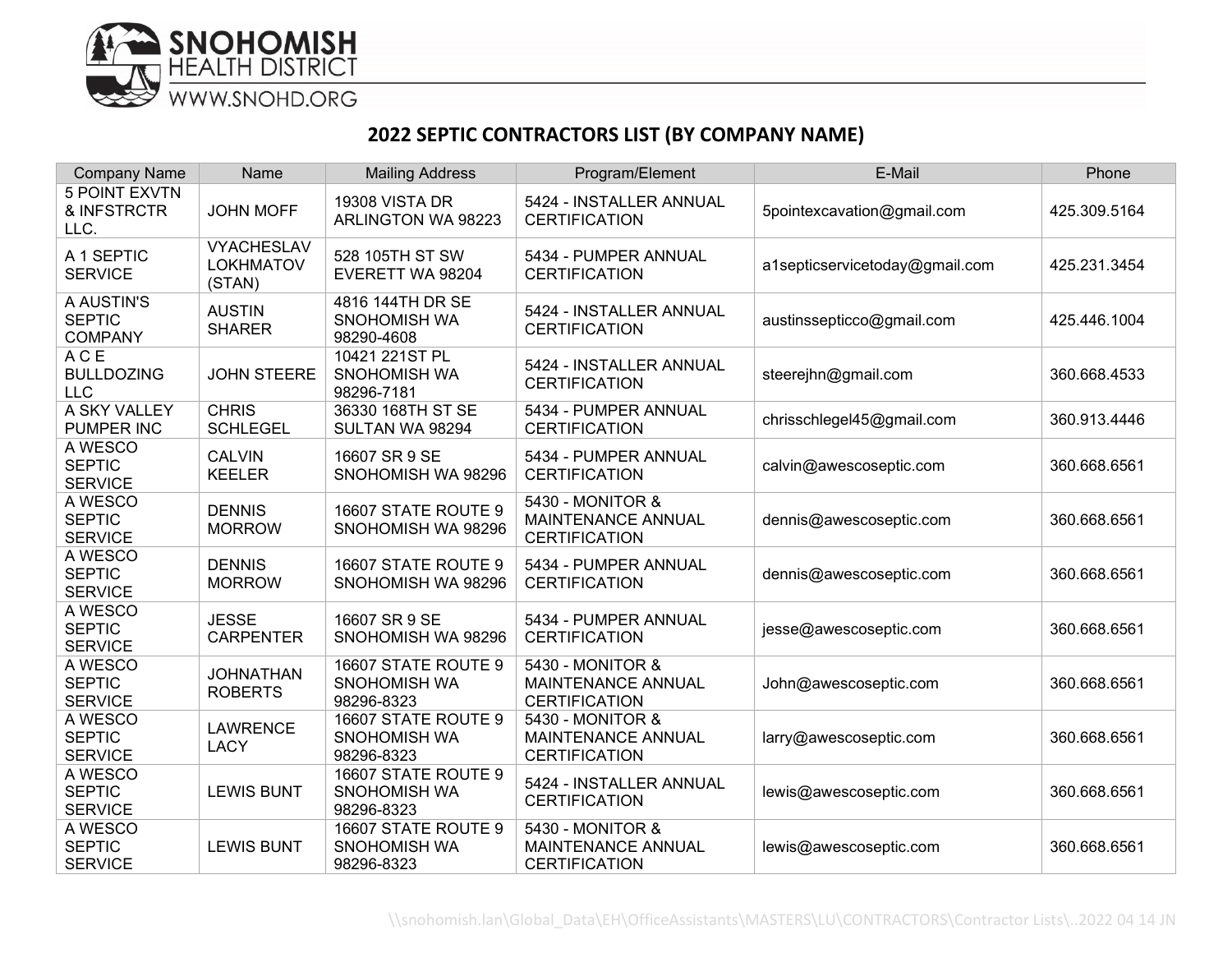SNOHOMISH HEALTH DISTRICT
WWW.SNOHD.ORG

## 2022 SEPTIC CONTRACTORS LIST (BY COMPANY NAME)

| Company Name | Name | Mailing Address | Program/Element | E-Mail | Phone |
|---|---|---|---|---|---|
| 5 POINT EXVTN & INFSTRCTR LLC. | JOHN MOFF | 19308 VISTA DR ARLINGTON WA 98223 | 5424 - INSTALLER ANNUAL CERTIFICATION | 5pointexcavation@gmail.com | 425.309.5164 |
| A 1 SEPTIC SERVICE | VYACHESLAV LOKHMATOV (STAN) | 528 105TH ST SW EVERETT WA 98204 | 5434 - PUMPER ANNUAL CERTIFICATION | a1septicservicetoday@gmail.com | 425.231.3454 |
| A AUSTIN'S SEPTIC COMPANY | AUSTIN SHARER | 4816 144TH DR SE SNOHOMISH WA 98290-4608 | 5424 - INSTALLER ANNUAL CERTIFICATION | austinssepticco@gmail.com | 425.446.1004 |
| A C E BULLDOZING LLC | JOHN STEERE | 10421 221ST PL SNOHOMISH WA 98296-7181 | 5424 - INSTALLER ANNUAL CERTIFICATION | steerejhn@gmail.com | 360.668.4533 |
| A SKY VALLEY PUMPER INC | CHRIS SCHLEGEL | 36330 168TH ST SE SULTAN WA 98294 | 5434 - PUMPER ANNUAL CERTIFICATION | chrisschlegel45@gmail.com | 360.913.4446 |
| A WESCO SEPTIC SERVICE | CALVIN KEELER | 16607 SR 9 SE SNOHOMISH WA 98296 | 5434 - PUMPER ANNUAL CERTIFICATION | calvin@awescoseptic.com | 360.668.6561 |
| A WESCO SEPTIC SERVICE | DENNIS MORROW | 16607 STATE ROUTE 9 SNOHOMISH WA 98296 | 5430 - MONITOR & MAINTENANCE ANNUAL CERTIFICATION | dennis@awescoseptic.com | 360.668.6561 |
| A WESCO SEPTIC SERVICE | DENNIS MORROW | 16607 STATE ROUTE 9 SNOHOMISH WA 98296 | 5434 - PUMPER ANNUAL CERTIFICATION | dennis@awescoseptic.com | 360.668.6561 |
| A WESCO SEPTIC SERVICE | JESSE CARPENTER | 16607 SR 9 SE SNOHOMISH WA 98296 | 5434 - PUMPER ANNUAL CERTIFICATION | jesse@awescoseptic.com | 360.668.6561 |
| A WESCO SEPTIC SERVICE | JOHNATHAN ROBERTS | 16607 STATE ROUTE 9 SNOHOMISH WA 98296-8323 | 5430 - MONITOR & MAINTENANCE ANNUAL CERTIFICATION | John@awescoseptic.com | 360.668.6561 |
| A WESCO SEPTIC SERVICE | LAWRENCE LACY | 16607 STATE ROUTE 9 SNOHOMISH WA 98296-8323 | 5430 - MONITOR & MAINTENANCE ANNUAL CERTIFICATION | larry@awescoseptic.com | 360.668.6561 |
| A WESCO SEPTIC SERVICE | LEWIS BUNT | 16607 STATE ROUTE 9 SNOHOMISH WA 98296-8323 | 5424 - INSTALLER ANNUAL CERTIFICATION | lewis@awescoseptic.com | 360.668.6561 |
| A WESCO SEPTIC SERVICE | LEWIS BUNT | 16607 STATE ROUTE 9 SNOHOMISH WA 98296-8323 | 5430 - MONITOR & MAINTENANCE ANNUAL CERTIFICATION | lewis@awescoseptic.com | 360.668.6561 |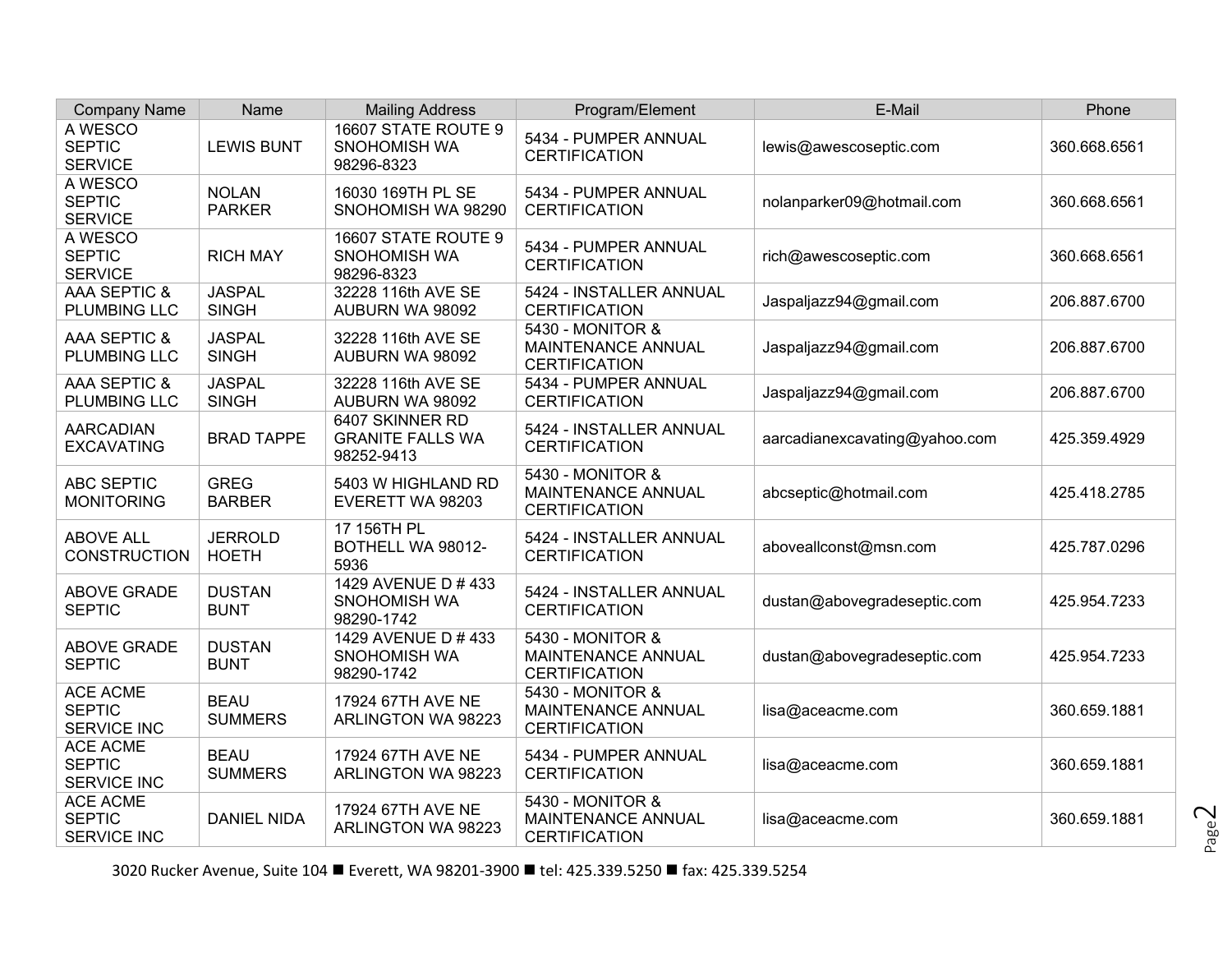| Company Name | Name | Mailing Address | Program/Element | E-Mail | Phone |
|---|---|---|---|---|---|
| A WESCO SEPTIC SERVICE | LEWIS BUNT | 16607 STATE ROUTE 9 SNOHOMISH WA 98296-8323 | 5434 - PUMPER ANNUAL CERTIFICATION | lewis@awescoseptic.com | 360.668.6561 |
| A WESCO SEPTIC SERVICE | NOLAN PARKER | 16030 169TH PL SE SNOHOMISH WA 98290 | 5434 - PUMPER ANNUAL CERTIFICATION | nolanparker09@hotmail.com | 360.668.6561 |
| A WESCO SEPTIC SERVICE | RICH MAY | 16607 STATE ROUTE 9 SNOHOMISH WA 98296-8323 | 5434 - PUMPER ANNUAL CERTIFICATION | rich@awescoseptic.com | 360.668.6561 |
| AAA SEPTIC & PLUMBING LLC | JASPAL SINGH | 32228 116th AVE SE AUBURN WA 98092 | 5424 - INSTALLER ANNUAL CERTIFICATION | Jaspaljazz94@gmail.com | 206.887.6700 |
| AAA SEPTIC & PLUMBING LLC | JASPAL SINGH | 32228 116th AVE SE AUBURN WA 98092 | 5430 - MONITOR & MAINTENANCE ANNUAL CERTIFICATION | Jaspaljazz94@gmail.com | 206.887.6700 |
| AAA SEPTIC & PLUMBING LLC | JASPAL SINGH | 32228 116th AVE SE AUBURN WA 98092 | 5434 - PUMPER ANNUAL CERTIFICATION | Jaspaljazz94@gmail.com | 206.887.6700 |
| AARCADIAN EXCAVATING | BRAD TAPPE | 6407 SKINNER RD GRANITE FALLS WA 98252-9413 | 5424 - INSTALLER ANNUAL CERTIFICATION | aarcadianexcavating@yahoo.com | 425.359.4929 |
| ABC SEPTIC MONITORING | GREG BARBER | 5403 W HIGHLAND RD EVERETT WA 98203 | 5430 - MONITOR & MAINTENANCE ANNUAL CERTIFICATION | abcseptic@hotmail.com | 425.418.2785 |
| ABOVE ALL CONSTRUCTION | JERROLD HOETH | 17 156TH PL BOTHELL WA 98012-5936 | 5424 - INSTALLER ANNUAL CERTIFICATION | aboveallconst@msn.com | 425.787.0296 |
| ABOVE GRADE SEPTIC | DUSTAN BUNT | 1429 AVENUE D # 433 SNOHOMISH WA 98290-1742 | 5424 - INSTALLER ANNUAL CERTIFICATION | dustan@abovegradeseptic.com | 425.954.7233 |
| ABOVE GRADE SEPTIC | DUSTAN BUNT | 1429 AVENUE D # 433 SNOHOMISH WA 98290-1742 | 5430 - MONITOR & MAINTENANCE ANNUAL CERTIFICATION | dustan@abovegradeseptic.com | 425.954.7233 |
| ACE ACME SEPTIC SERVICE INC | BEAU SUMMERS | 17924 67TH AVE NE ARLINGTON WA 98223 | 5430 - MONITOR & MAINTENANCE ANNUAL CERTIFICATION | lisa@aceacme.com | 360.659.1881 |
| ACE ACME SEPTIC SERVICE INC | BEAU SUMMERS | 17924 67TH AVE NE ARLINGTON WA 98223 | 5434 - PUMPER ANNUAL CERTIFICATION | lisa@aceacme.com | 360.659.1881 |
| ACE ACME SEPTIC SERVICE INC | DANIEL NIDA | 17924 67TH AVE NE ARLINGTON WA 98223 | 5430 - MONITOR & MAINTENANCE ANNUAL CERTIFICATION | lisa@aceacme.com | 360.659.1881 |

3020 Rucker Avenue, Suite 104 ■ Everett, WA 98201-3900 ■ tel: 425.339.5250 ■ fax: 425.339.5254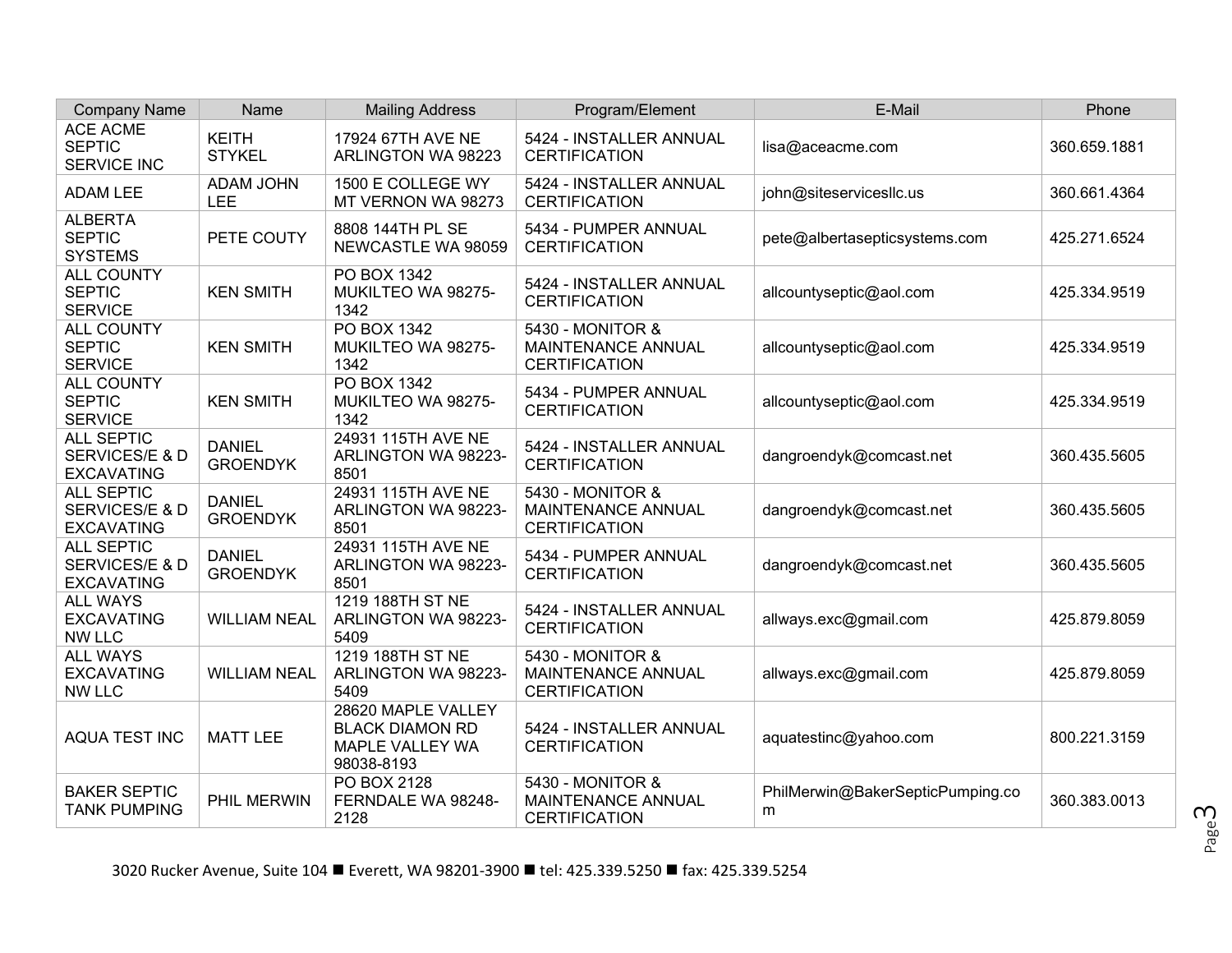| Company Name | Name | Mailing Address | Program/Element | E-Mail | Phone |
|---|---|---|---|---|---|
| ACE ACME SEPTIC SERVICE INC | KEITH STYKEL | 17924 67TH AVE NE ARLINGTON WA 98223 | 5424 - INSTALLER ANNUAL CERTIFICATION | lisa@aceacme.com | 360.659.1881 |
| ADAM LEE | ADAM JOHN LEE | 1500 E COLLEGE WY MT VERNON WA 98273 | 5424 - INSTALLER ANNUAL CERTIFICATION | john@siteservicesllc.us | 360.661.4364 |
| ALBERTA SEPTIC SYSTEMS | PETE COUTY | 8808 144TH PL SE NEWCASTLE WA 98059 | 5434 - PUMPER ANNUAL CERTIFICATION | pete@albertasepticsystems.com | 425.271.6524 |
| ALL COUNTY SEPTIC SERVICE | KEN SMITH | PO BOX 1342 MUKILTEO WA 98275-1342 | 5424 - INSTALLER ANNUAL CERTIFICATION | allcountyseptic@aol.com | 425.334.9519 |
| ALL COUNTY SEPTIC SERVICE | KEN SMITH | PO BOX 1342 MUKILTEO WA 98275-1342 | 5430 - MONITOR & MAINTENANCE ANNUAL CERTIFICATION | allcountyseptic@aol.com | 425.334.9519 |
| ALL COUNTY SEPTIC SERVICE | KEN SMITH | PO BOX 1342 MUKILTEO WA 98275-1342 | 5434 - PUMPER ANNUAL CERTIFICATION | allcountyseptic@aol.com | 425.334.9519 |
| ALL SEPTIC SERVICES/E & D EXCAVATING | DANIEL GROENDYK | 24931 115TH AVE NE ARLINGTON WA 98223-8501 | 5424 - INSTALLER ANNUAL CERTIFICATION | dangroendyk@comcast.net | 360.435.5605 |
| ALL SEPTIC SERVICES/E & D EXCAVATING | DANIEL GROENDYK | 24931 115TH AVE NE ARLINGTON WA 98223-8501 | 5430 - MONITOR & MAINTENANCE ANNUAL CERTIFICATION | dangroendyk@comcast.net | 360.435.5605 |
| ALL SEPTIC SERVICES/E & D EXCAVATING | DANIEL GROENDYK | 24931 115TH AVE NE ARLINGTON WA 98223-8501 | 5434 - PUMPER ANNUAL CERTIFICATION | dangroendyk@comcast.net | 360.435.5605 |
| ALL WAYS EXCAVATING NW LLC | WILLIAM NEAL | 1219 188TH ST NE ARLINGTON WA 98223-5409 | 5424 - INSTALLER ANNUAL CERTIFICATION | allways.exc@gmail.com | 425.879.8059 |
| ALL WAYS EXCAVATING NW LLC | WILLIAM NEAL | 1219 188TH ST NE ARLINGTON WA 98223-5409 | 5430 - MONITOR & MAINTENANCE ANNUAL CERTIFICATION | allways.exc@gmail.com | 425.879.8059 |
| AQUA TEST INC | MATT LEE | 28620 MAPLE VALLEY BLACK DIAMON RD MAPLE VALLEY WA 98038-8193 | 5424 - INSTALLER ANNUAL CERTIFICATION | aquatestinc@yahoo.com | 800.221.3159 |
| BAKER SEPTIC TANK PUMPING | PHIL MERWIN | PO BOX 2128 FERNDALE WA 98248-2128 | 5430 - MONITOR & MAINTENANCE ANNUAL CERTIFICATION | PhilMerwin@BakerSepticPumping.com | 360.383.0013 |

3020 Rucker Avenue, Suite 104 ■ Everett, WA 98201-3900 ■ tel: 425.339.5250 ■ fax: 425.339.5254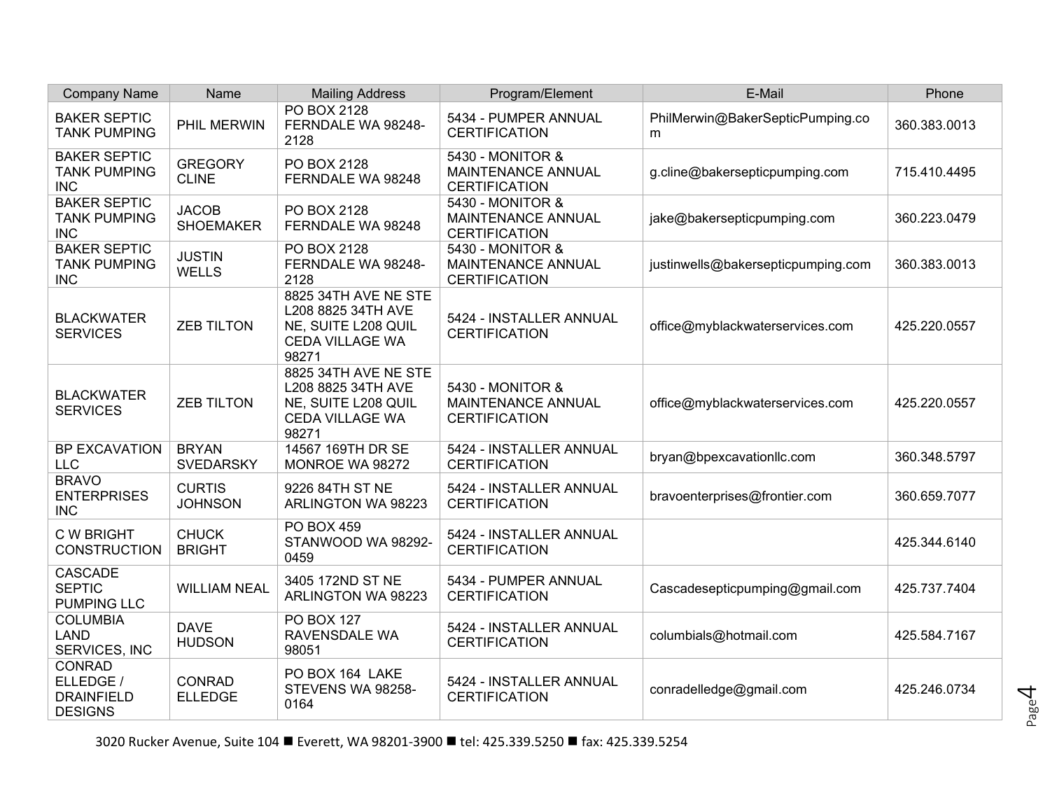| Company Name | Name | Mailing Address | Program/Element | E-Mail | Phone |
|---|---|---|---|---|---|
| BAKER SEPTIC TANK PUMPING | PHIL MERWIN | PO BOX 2128 FERNDALE WA 98248-2128 | 5434 - PUMPER ANNUAL CERTIFICATION | PhilMerwin@BakerSepticPumping.com | 360.383.0013 |
| BAKER SEPTIC TANK PUMPING INC | GREGORY CLINE | PO BOX 2128 FERNDALE WA 98248 | 5430 - MONITOR & MAINTENANCE ANNUAL CERTIFICATION | g.cline@bakersepticpumping.com | 715.410.4495 |
| BAKER SEPTIC TANK PUMPING INC | JACOB SHOEMAKER | PO BOX 2128 FERNDALE WA 98248 | 5430 - MONITOR & MAINTENANCE ANNUAL CERTIFICATION | jake@bakersepticpumping.com | 360.223.0479 |
| BAKER SEPTIC TANK PUMPING INC | JUSTIN WELLS | PO BOX 2128 FERNDALE WA 98248-2128 | 5430 - MONITOR & MAINTENANCE ANNUAL CERTIFICATION | justinwells@bakersepticpumping.com | 360.383.0013 |
| BLACKWATER SERVICES | ZEB TILTON | 8825 34TH AVE NE STE L208 8825 34TH AVE NE, SUITE L208 QUIL CEDA VILLAGE WA 98271 | 5424 - INSTALLER ANNUAL CERTIFICATION | office@myblackwaterservices.com | 425.220.0557 |
| BLACKWATER SERVICES | ZEB TILTON | 8825 34TH AVE NE STE L208 8825 34TH AVE NE, SUITE L208 QUIL CEDA VILLAGE WA 98271 | 5430 - MONITOR & MAINTENANCE ANNUAL CERTIFICATION | office@myblackwaterservices.com | 425.220.0557 |
| BP EXCAVATION LLC | BRYAN SVEDARSKY | 14567 169TH DR SE MONROE WA 98272 | 5424 - INSTALLER ANNUAL CERTIFICATION | bryan@bpexcavationllc.com | 360.348.5797 |
| BRAVO ENTERPRISES INC | CURTIS JOHNSON | 9226 84TH ST NE ARLINGTON WA 98223 | 5424 - INSTALLER ANNUAL CERTIFICATION | bravoenterprises@frontier.com | 360.659.7077 |
| C W BRIGHT CONSTRUCTION | CHUCK BRIGHT | PO BOX 459 STANWOOD WA 98292-0459 | 5424 - INSTALLER ANNUAL CERTIFICATION | | 425.344.6140 |
| CASCADE SEPTIC PUMPING LLC | WILLIAM NEAL | 3405 172ND ST NE ARLINGTON WA 98223 | 5434 - PUMPER ANNUAL CERTIFICATION | Cascadesepticpumping@gmail.com | 425.737.7404 |
| COLUMBIA LAND SERVICES, INC | DAVE HUDSON | PO BOX 127 RAVENSDALE WA 98051 | 5424 - INSTALLER ANNUAL CERTIFICATION | columbials@hotmail.com | 425.584.7167 |
| CONRAD ELLEDGE / DRAINFIELD DESIGNS | CONRAD ELLEDGE | PO BOX 164 LAKE STEVENS WA 98258-0164 | 5424 - INSTALLER ANNUAL CERTIFICATION | conradelledge@gmail.com | 425.246.0734 |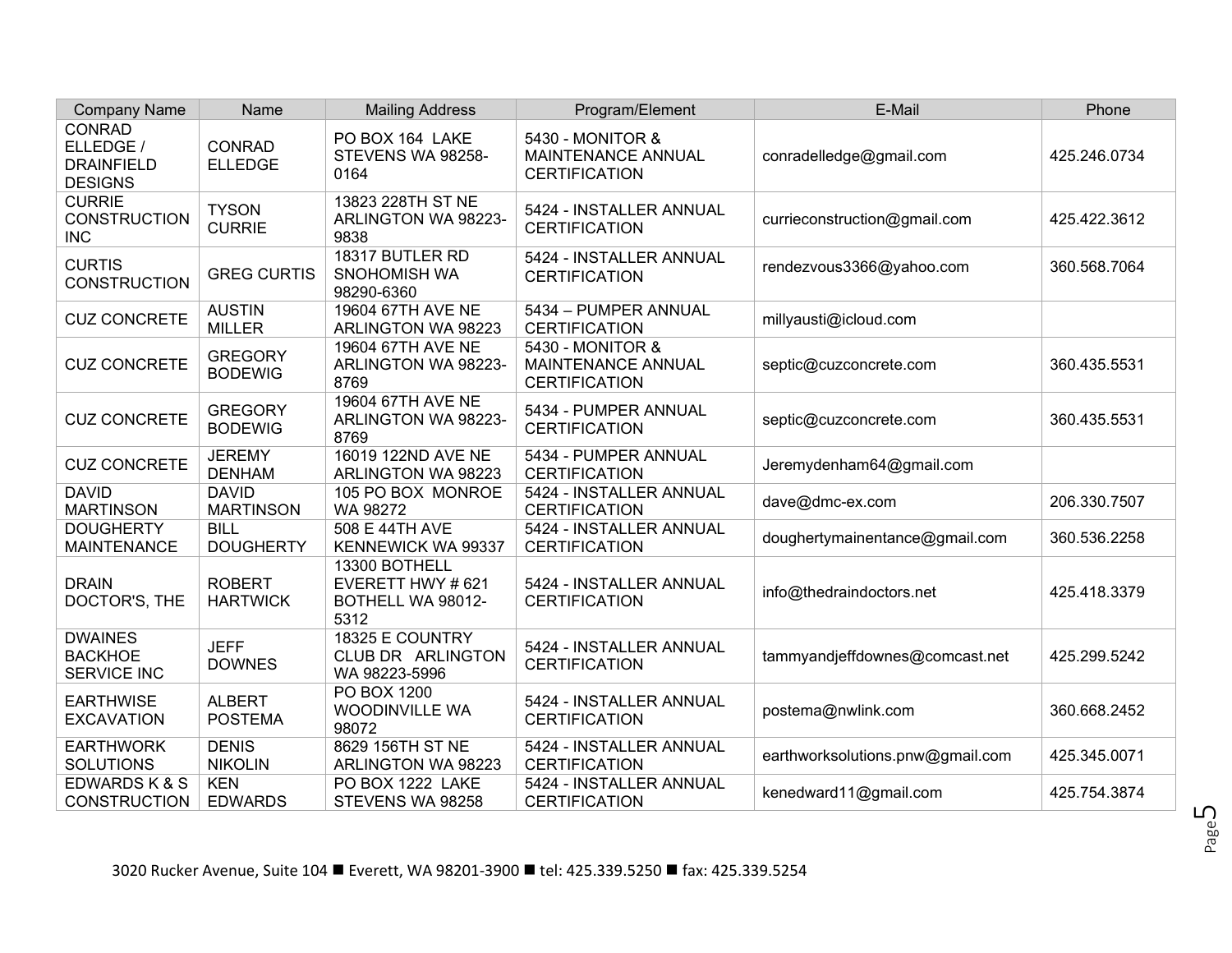| Company Name | Name | Mailing Address | Program/Element | E-Mail | Phone |
|---|---|---|---|---|---|
| CONRAD ELLEDGE / DRAINFIELD DESIGNS | CONRAD ELLEDGE | PO BOX 164 LAKE STEVENS WA 98258-0164 | 5430 - MONITOR & MAINTENANCE ANNUAL CERTIFICATION | conradelledge@gmail.com | 425.246.0734 |
| CURRIE CONSTRUCTION INC | TYSON CURRIE | 13823 228TH ST NE ARLINGTON WA 98223-9838 | 5424 - INSTALLER ANNUAL CERTIFICATION | currieconstruction@gmail.com | 425.422.3612 |
| CURTIS CONSTRUCTION | GREG CURTIS | 18317 BUTLER RD SNOHOMISH WA 98290-6360 | 5424 - INSTALLER ANNUAL CERTIFICATION | rendezvous3366@yahoo.com | 360.568.7064 |
| CUZ CONCRETE | AUSTIN MILLER | 19604 67TH AVE NE ARLINGTON WA 98223 | 5434 – PUMPER ANNUAL CERTIFICATION | millyausti@icloud.com | |
| CUZ CONCRETE | GREGORY BODEWIG | 19604 67TH AVE NE ARLINGTON WA 98223-8769 | 5430 - MONITOR & MAINTENANCE ANNUAL CERTIFICATION | septic@cuzconcrete.com | 360.435.5531 |
| CUZ CONCRETE | GREGORY BODEWIG | 19604 67TH AVE NE ARLINGTON WA 98223-8769 | 5434 - PUMPER ANNUAL CERTIFICATION | septic@cuzconcrete.com | 360.435.5531 |
| CUZ CONCRETE | JEREMY DENHAM | 16019 122ND AVE NE ARLINGTON WA 98223 | 5434 - PUMPER ANNUAL CERTIFICATION | Jeremydenham64@gmail.com | |
| DAVID MARTINSON | DAVID MARTINSON | 105 PO BOX MONROE WA 98272 | 5424 - INSTALLER ANNUAL CERTIFICATION | dave@dmc-ex.com | 206.330.7507 |
| DOUGHERTY MAINTENANCE | BILL DOUGHERTY | 508 E 44TH AVE KENNEWICK WA 99337 | 5424 - INSTALLER ANNUAL CERTIFICATION | doughertymainentance@gmail.com | 360.536.2258 |
| DRAIN DOCTOR'S, THE | ROBERT HARTWICK | 13300 BOTHELL EVERETT HWY # 621 BOTHELL WA 98012-5312 | 5424 - INSTALLER ANNUAL CERTIFICATION | info@thedraindoctors.net | 425.418.3379 |
| DWAINES BACKHOE SERVICE INC | JEFF DOWNES | 18325 E COUNTRY CLUB DR ARLINGTON WA 98223-5996 | 5424 - INSTALLER ANNUAL CERTIFICATION | tammyandjeffdownes@comcast.net | 425.299.5242 |
| EARTHWISE EXCAVATION | ALBERT POSTEMA | PO BOX 1200 WOODINVILLE WA 98072 | 5424 - INSTALLER ANNUAL CERTIFICATION | postema@nwlink.com | 360.668.2452 |
| EARTHWORK SOLUTIONS | DENIS NIKOLIN | 8629 156TH ST NE ARLINGTON WA 98223 | 5424 - INSTALLER ANNUAL CERTIFICATION | earthworksolutions.pnw@gmail.com | 425.345.0071 |
| EDWARDS K & S CONSTRUCTION | KEN EDWARDS | PO BOX 1222 LAKE STEVENS WA 98258 | 5424 - INSTALLER ANNUAL CERTIFICATION | kenedward11@gmail.com | 425.754.3874 |

3020 Rucker Avenue, Suite 104 ■ Everett, WA 98201-3900 ■ tel: 425.339.5250 ■ fax: 425.339.5254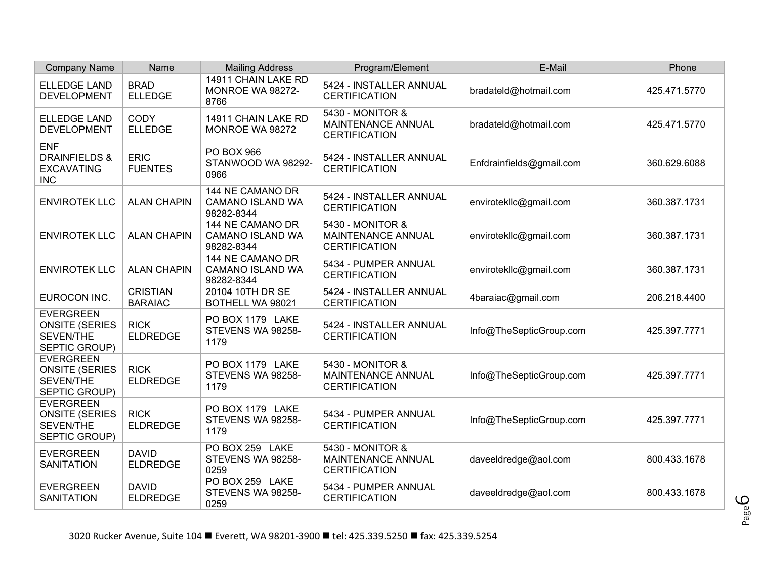| Company Name | Name | Mailing Address | Program/Element | E-Mail | Phone |
|---|---|---|---|---|---|
| ELLEDGE LAND DEVELOPMENT | BRAD ELLEDGE | 14911 CHAIN LAKE RD MONROE WA 98272-8766 | 5424 - INSTALLER ANNUAL CERTIFICATION | bradateld@hotmail.com | 425.471.5770 |
| ELLEDGE LAND DEVELOPMENT | CODY ELLEDGE | 14911 CHAIN LAKE RD MONROE WA 98272 | 5430 - MONITOR & MAINTENANCE ANNUAL CERTIFICATION | bradateld@hotmail.com | 425.471.5770 |
| ENF DRAINFIELDS & EXCAVATING INC | ERIC FUENTES | PO BOX 966 STANWOOD WA 98292-0966 | 5424 - INSTALLER ANNUAL CERTIFICATION | Enfdrainfields@gmail.com | 360.629.6088 |
| ENVIROTEK LLC | ALAN CHAPIN | 144 NE CAMANO DR CAMANO ISLAND WA 98282-8344 | 5424 - INSTALLER ANNUAL CERTIFICATION | envirotekllc@gmail.com | 360.387.1731 |
| ENVIROTEK LLC | ALAN CHAPIN | 144 NE CAMANO DR CAMANO ISLAND WA 98282-8344 | 5430 - MONITOR & MAINTENANCE ANNUAL CERTIFICATION | envirotekllc@gmail.com | 360.387.1731 |
| ENVIROTEK LLC | ALAN CHAPIN | 144 NE CAMANO DR CAMANO ISLAND WA 98282-8344 | 5434 - PUMPER ANNUAL CERTIFICATION | envirotekllc@gmail.com | 360.387.1731 |
| EUROCON INC. | CRISTIAN BARAIAC | 20104 10TH DR SE BOTHELL WA 98021 | 5424 - INSTALLER ANNUAL CERTIFICATION | 4baraiac@gmail.com | 206.218.4400 |
| EVERGREEN ONSITE (SERIES SEVEN/THE SEPTIC GROUP) | RICK ELDREDGE | PO BOX 1179 LAKE STEVENS WA 98258-1179 | 5424 - INSTALLER ANNUAL CERTIFICATION | Info@TheSepticGroup.com | 425.397.7771 |
| EVERGREEN ONSITE (SERIES SEVEN/THE SEPTIC GROUP) | RICK ELDREDGE | PO BOX 1179 LAKE STEVENS WA 98258-1179 | 5430 - MONITOR & MAINTENANCE ANNUAL CERTIFICATION | Info@TheSepticGroup.com | 425.397.7771 |
| EVERGREEN ONSITE (SERIES SEVEN/THE SEPTIC GROUP) | RICK ELDREDGE | PO BOX 1179 LAKE STEVENS WA 98258-1179 | 5434 - PUMPER ANNUAL CERTIFICATION | Info@TheSepticGroup.com | 425.397.7771 |
| EVERGREEN SANITATION | DAVID ELDREDGE | PO BOX 259 LAKE STEVENS WA 98258-0259 | 5430 - MONITOR & MAINTENANCE ANNUAL CERTIFICATION | daveeldredge@aol.com | 800.433.1678 |
| EVERGREEN SANITATION | DAVID ELDREDGE | PO BOX 259 LAKE STEVENS WA 98258-0259 | 5434 - PUMPER ANNUAL CERTIFICATION | daveeldredge@aol.com | 800.433.1678 |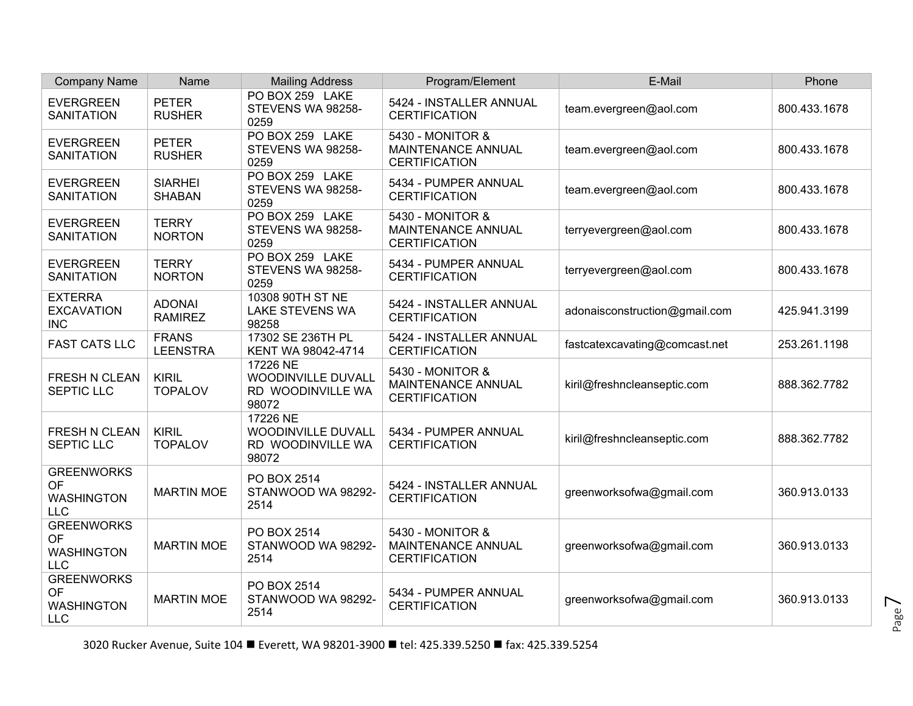| Company Name | Name | Mailing Address | Program/Element | E-Mail | Phone |
|---|---|---|---|---|---|
| EVERGREEN SANITATION | PETER RUSHER | PO BOX 259 LAKE STEVENS WA 98258-0259 | 5424 - INSTALLER ANNUAL CERTIFICATION | team.evergreen@aol.com | 800.433.1678 |
| EVERGREEN SANITATION | PETER RUSHER | PO BOX 259 LAKE STEVENS WA 98258-0259 | 5430 - MONITOR & MAINTENANCE ANNUAL CERTIFICATION | team.evergreen@aol.com | 800.433.1678 |
| EVERGREEN SANITATION | SIARHEI SHABAN | PO BOX 259 LAKE STEVENS WA 98258-0259 | 5434 - PUMPER ANNUAL CERTIFICATION | team.evergreen@aol.com | 800.433.1678 |
| EVERGREEN SANITATION | TERRY NORTON | PO BOX 259 LAKE STEVENS WA 98258-0259 | 5430 - MONITOR & MAINTENANCE ANNUAL CERTIFICATION | terryevergreen@aol.com | 800.433.1678 |
| EVERGREEN SANITATION | TERRY NORTON | PO BOX 259 LAKE STEVENS WA 98258-0259 | 5434 - PUMPER ANNUAL CERTIFICATION | terryevergreen@aol.com | 800.433.1678 |
| EXTERRA EXCAVATION INC | ADONAI RAMIREZ | 10308 90TH ST NE LAKE STEVENS WA 98258 | 5424 - INSTALLER ANNUAL CERTIFICATION | adonaisconstruction@gmail.com | 425.941.3199 |
| FAST CATS LLC | FRANS LEENSTRA | 17302 SE 236TH PL KENT WA 98042-4714 | 5424 - INSTALLER ANNUAL CERTIFICATION | fastcatexcavating@comcast.net | 253.261.1198 |
| FRESH N CLEAN SEPTIC LLC | KIRIL TOPALOV | 17226 NE WOODINVILLE DUVALL RD WOODINVILLE WA 98072 | 5430 - MONITOR & MAINTENANCE ANNUAL CERTIFICATION | kiril@freshncleanseptic.com | 888.362.7782 |
| FRESH N CLEAN SEPTIC LLC | KIRIL TOPALOV | 17226 NE WOODINVILLE DUVALL RD WOODINVILLE WA 98072 | 5434 - PUMPER ANNUAL CERTIFICATION | kiril@freshncleanseptic.com | 888.362.7782 |
| GREENWORKS OF WASHINGTON LLC | MARTIN MOE | PO BOX 2514 STANWOOD WA 98292-2514 | 5424 - INSTALLER ANNUAL CERTIFICATION | greenworksofwa@gmail.com | 360.913.0133 |
| GREENWORKS OF WASHINGTON LLC | MARTIN MOE | PO BOX 2514 STANWOOD WA 98292-2514 | 5430 - MONITOR & MAINTENANCE ANNUAL CERTIFICATION | greenworksofwa@gmail.com | 360.913.0133 |
| GREENWORKS OF WASHINGTON LLC | MARTIN MOE | PO BOX 2514 STANWOOD WA 98292-2514 | 5434 - PUMPER ANNUAL CERTIFICATION | greenworksofwa@gmail.com | 360.913.0133 |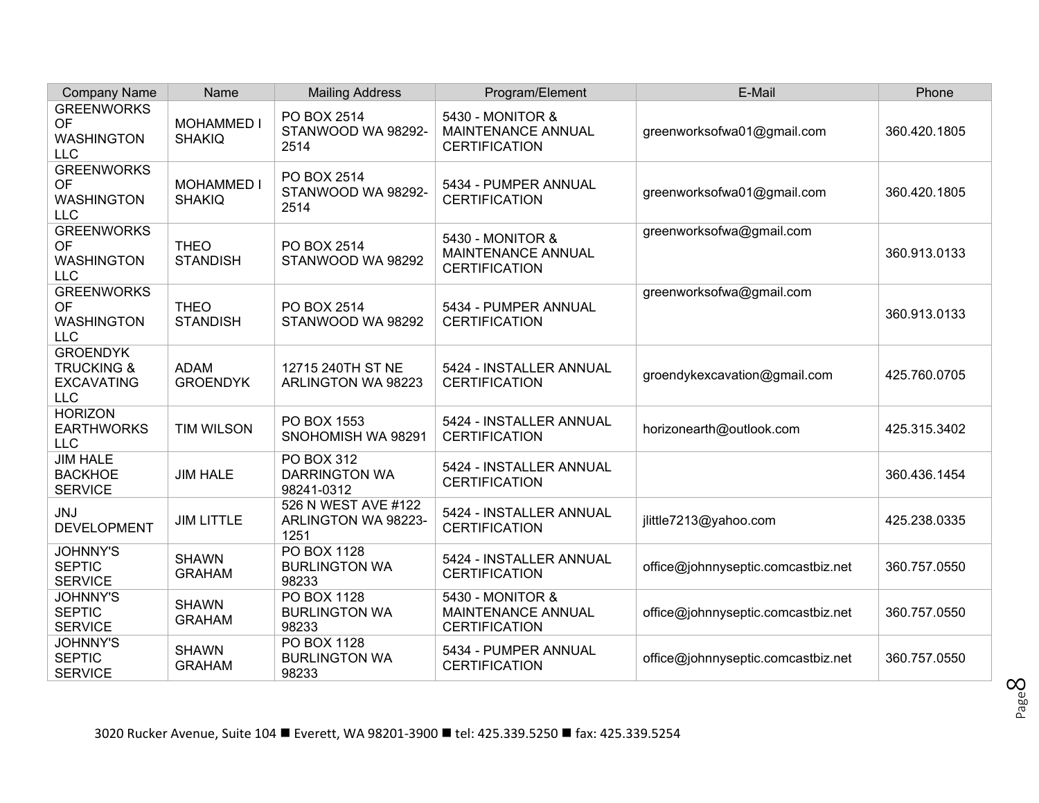| Company Name | Name | Mailing Address | Program/Element | E-Mail | Phone |
|---|---|---|---|---|---|
| GREENWORKS OF WASHINGTON LLC | MOHAMMED I SHAKIQ | PO BOX 2514 STANWOOD WA 98292-2514 | 5430 - MONITOR & MAINTENANCE ANNUAL CERTIFICATION | greenworksofwa01@gmail.com | 360.420.1805 |
| GREENWORKS OF WASHINGTON LLC | MOHAMMED I SHAKIQ | PO BOX 2514 STANWOOD WA 98292-2514 | 5434 - PUMPER ANNUAL CERTIFICATION | greenworksofwa01@gmail.com | 360.420.1805 |
| GREENWORKS OF WASHINGTON LLC | THEO STANDISH | PO BOX 2514 STANWOOD WA 98292 | 5430 - MONITOR & MAINTENANCE ANNUAL CERTIFICATION | greenworksofwa@gmail.com | 360.913.0133 |
| GREENWORKS OF WASHINGTON LLC | THEO STANDISH | PO BOX 2514 STANWOOD WA 98292 | 5434 - PUMPER ANNUAL CERTIFICATION | greenworksofwa@gmail.com | 360.913.0133 |
| GROENDYK TRUCKING & EXCAVATING LLC | ADAM GROENDYK | 12715 240TH ST NE ARLINGTON WA 98223 | 5424 - INSTALLER ANNUAL CERTIFICATION | groendykexcavation@gmail.com | 425.760.0705 |
| HORIZON EARTHWORKS LLC | TIM WILSON | PO BOX 1553 SNOHOMISH WA 98291 | 5424 - INSTALLER ANNUAL CERTIFICATION | horizonearth@outlook.com | 425.315.3402 |
| JIM HALE BACKHOE SERVICE | JIM HALE | PO BOX 312 DARRINGTON WA 98241-0312 | 5424 - INSTALLER ANNUAL CERTIFICATION | | 360.436.1454 |
| JNJ DEVELOPMENT | JIM LITTLE | 526 N WEST AVE #122 ARLINGTON WA 98223-1251 | 5424 - INSTALLER ANNUAL CERTIFICATION | jlittle7213@yahoo.com | 425.238.0335 |
| JOHNNY'S SEPTIC SERVICE | SHAWN GRAHAM | PO BOX 1128 BURLINGTON WA 98233 | 5424 - INSTALLER ANNUAL CERTIFICATION | office@johnnyseptic.comcastbiz.net | 360.757.0550 |
| JOHNNY'S SEPTIC SERVICE | SHAWN GRAHAM | PO BOX 1128 BURLINGTON WA 98233 | 5430 - MONITOR & MAINTENANCE ANNUAL CERTIFICATION | office@johnnyseptic.comcastbiz.net | 360.757.0550 |
| JOHNNY'S SEPTIC SERVICE | SHAWN GRAHAM | PO BOX 1128 BURLINGTON WA 98233 | 5434 - PUMPER ANNUAL CERTIFICATION | office@johnnyseptic.comcastbiz.net | 360.757.0550 |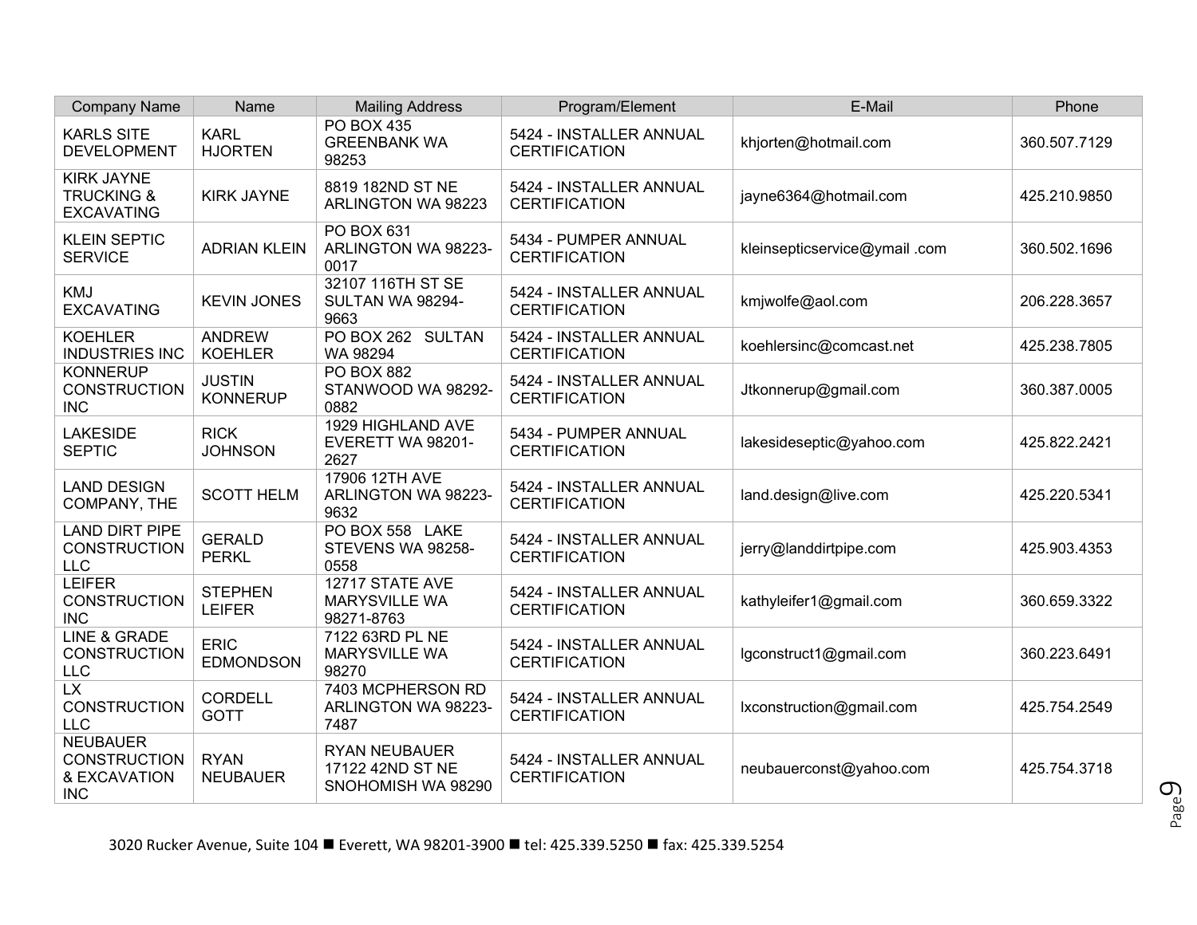| Company Name | Name | Mailing Address | Program/Element | E-Mail | Phone |
|---|---|---|---|---|---|
| KARLS SITE DEVELOPMENT | KARL HJORTEN | PO BOX 435 GREENBANK WA 98253 | 5424 - INSTALLER ANNUAL CERTIFICATION | khjorten@hotmail.com | 360.507.7129 |
| KIRK JAYNE TRUCKING & EXCAVATING | KIRK JAYNE | 8819 182ND ST NE ARLINGTON WA 98223 | 5424 - INSTALLER ANNUAL CERTIFICATION | jayne6364@hotmail.com | 425.210.9850 |
| KLEIN SEPTIC SERVICE | ADRIAN KLEIN | PO BOX 631 ARLINGTON WA 98223-0017 | 5434 - PUMPER ANNUAL CERTIFICATION | kleinsepticservice@ymail .com | 360.502.1696 |
| KMJ EXCAVATING | KEVIN JONES | 32107 116TH ST SE SULTAN WA 98294-9663 | 5424 - INSTALLER ANNUAL CERTIFICATION | kmjwolfe@aol.com | 206.228.3657 |
| KOEHLER INDUSTRIES INC | ANDREW KOEHLER | PO BOX 262 SULTAN WA 98294 | 5424 - INSTALLER ANNUAL CERTIFICATION | koehlersinc@comcast.net | 425.238.7805 |
| KONNERUP CONSTRUCTION INC | JUSTIN KONNERUP | PO BOX 882 STANWOOD WA 98292-0882 | 5424 - INSTALLER ANNUAL CERTIFICATION | Jtkonnerup@gmail.com | 360.387.0005 |
| LAKESIDE SEPTIC | RICK JOHNSON | 1929 HIGHLAND AVE EVERETT WA 98201-2627 | 5434 - PUMPER ANNUAL CERTIFICATION | lakesideseptic@yahoo.com | 425.822.2421 |
| LAND DESIGN COMPANY, THE | SCOTT HELM | 17906 12TH AVE ARLINGTON WA 98223-9632 | 5424 - INSTALLER ANNUAL CERTIFICATION | land.design@live.com | 425.220.5341 |
| LAND DIRT PIPE CONSTRUCTION LLC | GERALD PERKL | PO BOX 558 LAKE STEVENS WA 98258-0558 | 5424 - INSTALLER ANNUAL CERTIFICATION | jerry@landdirtpipe.com | 425.903.4353 |
| LEIFER CONSTRUCTION INC | STEPHEN LEIFER | 12717 STATE AVE MARYSVILLE WA 98271-8763 | 5424 - INSTALLER ANNUAL CERTIFICATION | kathyleifer1@gmail.com | 360.659.3322 |
| LINE & GRADE CONSTRUCTION LLC | ERIC EDMONDSON | 7122 63RD PL NE MARYSVILLE WA 98270 | 5424 - INSTALLER ANNUAL CERTIFICATION | lgconstruct1@gmail.com | 360.223.6491 |
| LX CONSTRUCTION LLC | CORDELL GOTT | 7403 MCPHERSON RD ARLINGTON WA 98223-7487 | 5424 - INSTALLER ANNUAL CERTIFICATION | lxconstruction@gmail.com | 425.754.2549 |
| NEUBAUER CONSTRUCTION & EXCAVATION INC | RYAN NEUBAUER | RYAN NEUBAUER 17122 42ND ST NE SNOHOMISH WA 98290 | 5424 - INSTALLER ANNUAL CERTIFICATION | neubauerconst@yahoo.com | 425.754.3718 |

3020 Rucker Avenue, Suite 104 ■ Everett, WA 98201-3900 ■ tel: 425.339.5250 ■ fax: 425.339.5254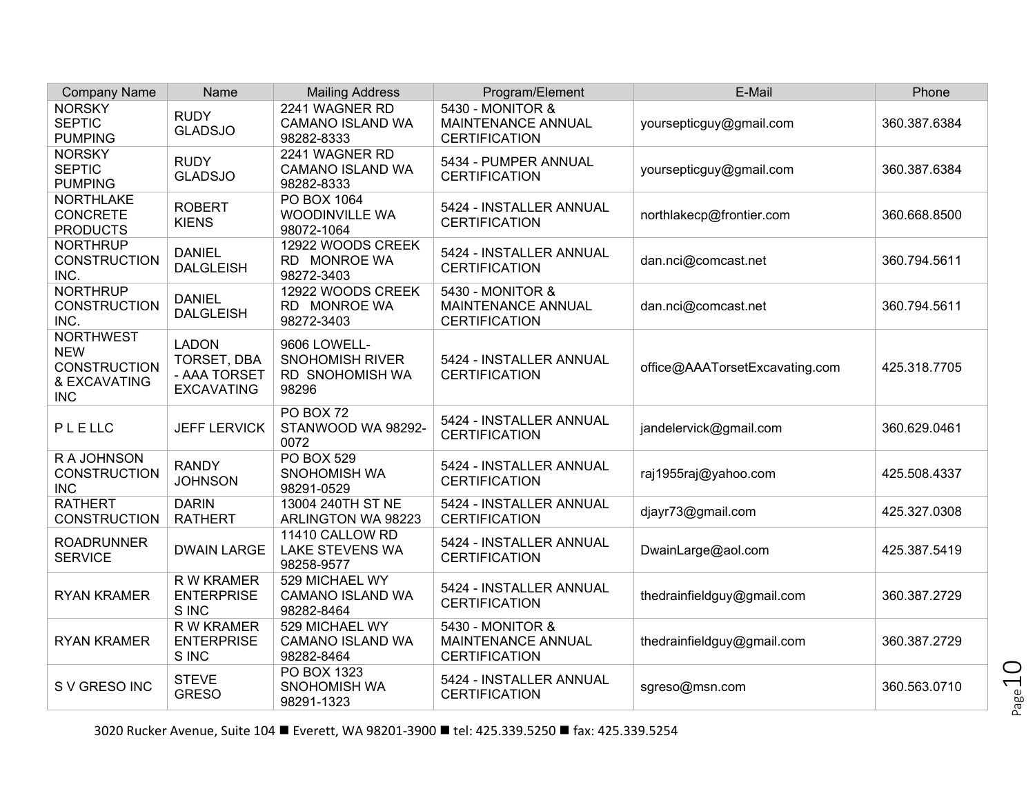| Company Name | Name | Mailing Address | Program/Element | E-Mail | Phone |
|---|---|---|---|---|---|
| NORSKY SEPTIC PUMPING | RUDY GLADSJO | 2241 WAGNER RD CAMANO ISLAND WA 98282-8333 | 5430 - MONITOR & MAINTENANCE ANNUAL CERTIFICATION | yoursepticguy@gmail.com | 360.387.6384 |
| NORSKY SEPTIC PUMPING | RUDY GLADSJO | 2241 WAGNER RD CAMANO ISLAND WA 98282-8333 | 5434 - PUMPER ANNUAL CERTIFICATION | yoursepticguy@gmail.com | 360.387.6384 |
| NORTHLAKE CONCRETE PRODUCTS | ROBERT KIENS | PO BOX 1064 WOODINVILLE WA 98072-1064 | 5424 - INSTALLER ANNUAL CERTIFICATION | northlakecp@frontier.com | 360.668.8500 |
| NORTHRUP CONSTRUCTION INC. | DANIEL DALGLEISH | 12922 WOODS CREEK RD MONROE WA 98272-3403 | 5424 - INSTALLER ANNUAL CERTIFICATION | dan.nci@comcast.net | 360.794.5611 |
| NORTHRUP CONSTRUCTION INC. | DANIEL DALGLEISH | 12922 WOODS CREEK RD MONROE WA 98272-3403 | 5430 - MONITOR & MAINTENANCE ANNUAL CERTIFICATION | dan.nci@comcast.net | 360.794.5611 |
| NORTHWEST NEW CONSTRUCTION & EXCAVATING INC | LADON TORSET, DBA - AAA TORSET EXCAVATING | 9606 LOWELL-SNOHOMISH RIVER RD SNOHOMISH WA 98296 | 5424 - INSTALLER ANNUAL CERTIFICATION | office@AAATorsetExcavating.com | 425.318.7705 |
| P L E LLC | JEFF LERVICK | PO BOX 72 STANWOOD WA 98292-0072 | 5424 - INSTALLER ANNUAL CERTIFICATION | jandelervick@gmail.com | 360.629.0461 |
| R A JOHNSON CONSTRUCTION INC | RANDY JOHNSON | PO BOX 529 SNOHOMISH WA 98291-0529 | 5424 - INSTALLER ANNUAL CERTIFICATION | raj1955raj@yahoo.com | 425.508.4337 |
| RATHERT CONSTRUCTION | DARIN RATHERT | 13004 240TH ST NE ARLINGTON WA 98223 | 5424 - INSTALLER ANNUAL CERTIFICATION | djayr73@gmail.com | 425.327.0308 |
| ROADRUNNER SERVICE | DWAIN LARGE | 11410 CALLOW RD LAKE STEVENS WA 98258-9577 | 5424 - INSTALLER ANNUAL CERTIFICATION | DwainLarge@aol.com | 425.387.5419 |
| RYAN KRAMER | R W KRAMER ENTERPRISE S INC | 529 MICHAEL WY CAMANO ISLAND WA 98282-8464 | 5424 - INSTALLER ANNUAL CERTIFICATION | thedrainfieldguy@gmail.com | 360.387.2729 |
| RYAN KRAMER | R W KRAMER ENTERPRISE S INC | 529 MICHAEL WY CAMANO ISLAND WA 98282-8464 | 5430 - MONITOR & MAINTENANCE ANNUAL CERTIFICATION | thedrainfieldguy@gmail.com | 360.387.2729 |
| S V GRESO INC | STEVE GRESO | PO BOX 1323 SNOHOMISH WA 98291-1323 | 5424 - INSTALLER ANNUAL CERTIFICATION | sgreso@msn.com | 360.563.0710 |

3020 Rucker Avenue, Suite 104 ■ Everett, WA 98201-3900 ■ tel: 425.339.5250 ■ fax: 425.339.5254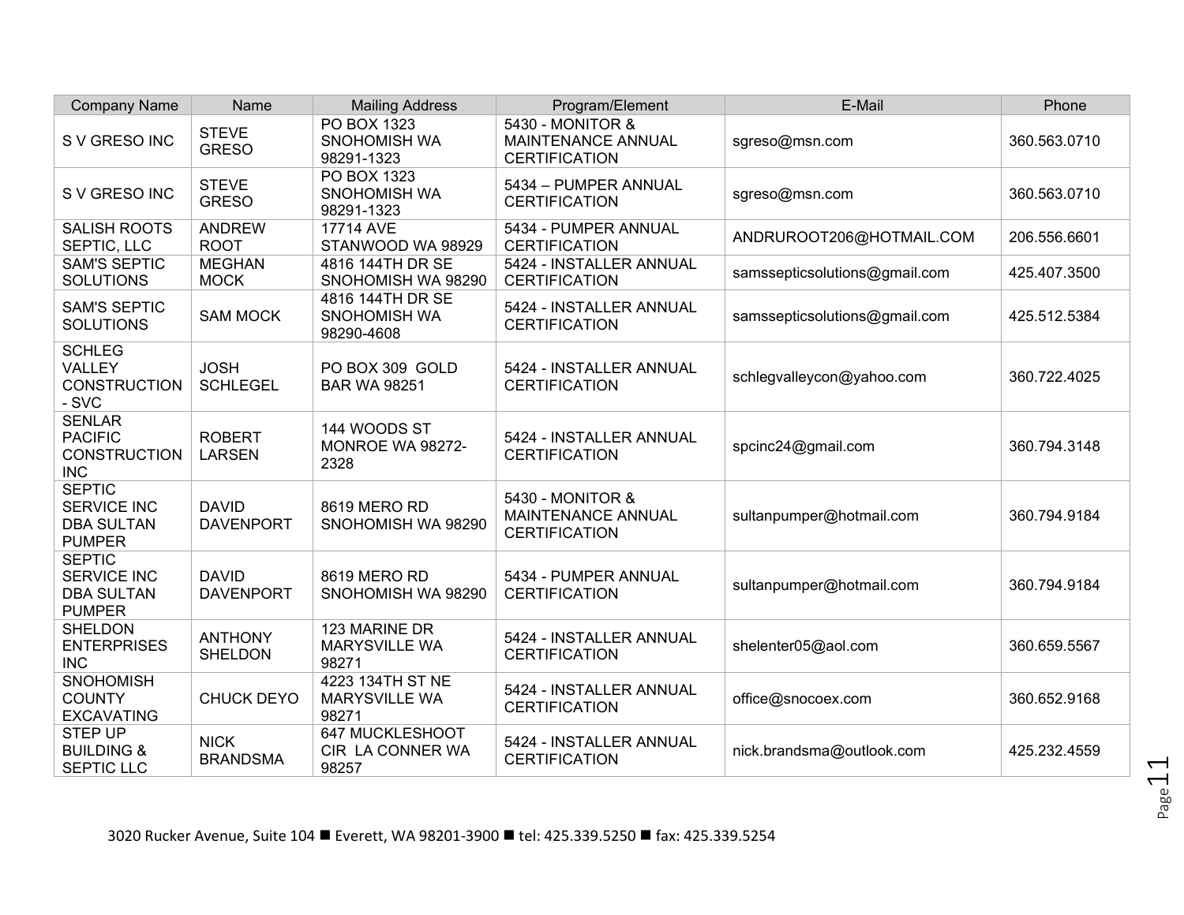| Company Name | Name | Mailing Address | Program/Element | E-Mail | Phone |
|---|---|---|---|---|---|
| S V GRESO INC | STEVE GRESO | PO BOX 1323 SNOHOMISH WA 98291-1323 | 5430 - MONITOR & MAINTENANCE ANNUAL CERTIFICATION | sgreso@msn.com | 360.563.0710 |
| S V GRESO INC | STEVE GRESO | PO BOX 1323 SNOHOMISH WA 98291-1323 | 5434 – PUMPER ANNUAL CERTIFICATION | sgreso@msn.com | 360.563.0710 |
| SALISH ROOTS SEPTIC, LLC | ANDREW ROOT | 17714 AVE STANWOOD WA 98929 | 5434 - PUMPER ANNUAL CERTIFICATION | ANDRUROOT206@HOTMAIL.COM | 206.556.6601 |
| SAM'S SEPTIC SOLUTIONS | MEGHAN MOCK | 4816 144TH DR SE SNOHOMISH WA 98290 | 5424 - INSTALLER ANNUAL CERTIFICATION | samssepticsolutions@gmail.com | 425.407.3500 |
| SAM'S SEPTIC SOLUTIONS | SAM MOCK | 4816 144TH DR SE SNOHOMISH WA 98290-4608 | 5424 - INSTALLER ANNUAL CERTIFICATION | samssepticsolutions@gmail.com | 425.512.5384 |
| SCHLEG VALLEY CONSTRUCTION - SVC | JOSH SCHLEGEL | PO BOX 309 GOLD BAR WA 98251 | 5424 - INSTALLER ANNUAL CERTIFICATION | schlegvalleycon@yahoo.com | 360.722.4025 |
| SENLAR PACIFIC CONSTRUCTION INC | ROBERT LARSEN | 144 WOODS ST MONROE WA 98272-2328 | 5424 - INSTALLER ANNUAL CERTIFICATION | spcinc24@gmail.com | 360.794.3148 |
| SEPTIC SERVICE INC DBA SULTAN PUMPER | DAVID DAVENPORT | 8619 MERO RD SNOHOMISH WA 98290 | 5430 - MONITOR & MAINTENANCE ANNUAL CERTIFICATION | sultanpumper@hotmail.com | 360.794.9184 |
| SEPTIC SERVICE INC DBA SULTAN PUMPER | DAVID DAVENPORT | 8619 MERO RD SNOHOMISH WA 98290 | 5434 - PUMPER ANNUAL CERTIFICATION | sultanpumper@hotmail.com | 360.794.9184 |
| SHELDON ENTERPRISES INC | ANTHONY SHELDON | 123 MARINE DR MARYSVILLE WA 98271 | 5424 - INSTALLER ANNUAL CERTIFICATION | shelenter05@aol.com | 360.659.5567 |
| SNOHOMISH COUNTY EXCAVATING | CHUCK DEYO | 4223 134TH ST NE MARYSVILLE WA 98271 | 5424 - INSTALLER ANNUAL CERTIFICATION | office@snocoex.com | 360.652.9168 |
| STEP UP BUILDING & SEPTIC LLC | NICK BRANDSMA | 647 MUCKLESHOOT CIR LA CONNER WA 98257 | 5424 - INSTALLER ANNUAL CERTIFICATION | nick.brandsma@outlook.com | 425.232.4559 |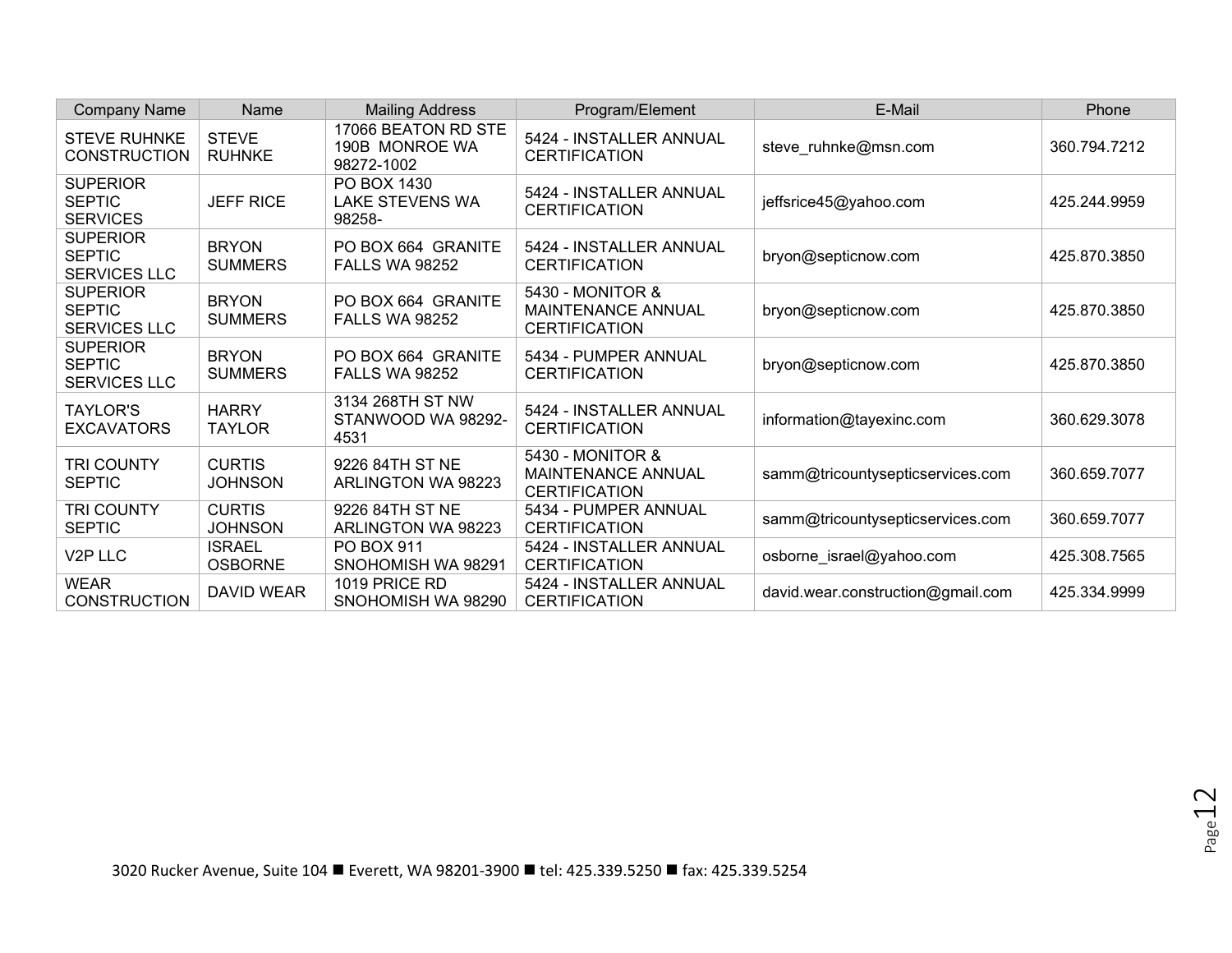| Company Name | Name | Mailing Address | Program/Element | E-Mail | Phone |
|---|---|---|---|---|---|
| STEVE RUHNKE CONSTRUCTION | STEVE RUHNKE | 17066 BEATON RD STE 190B MONROE WA 98272-1002 | 5424 - INSTALLER ANNUAL CERTIFICATION | steve_ruhnke@msn.com | 360.794.7212 |
| SUPERIOR SEPTIC SERVICES | JEFF RICE | PO BOX 1430 LAKE STEVENS WA 98258- | 5424 - INSTALLER ANNUAL CERTIFICATION | jeffsrice45@yahoo.com | 425.244.9959 |
| SUPERIOR SEPTIC SERVICES LLC | BRYON SUMMERS | PO BOX 664 GRANITE FALLS WA 98252 | 5424 - INSTALLER ANNUAL CERTIFICATION | bryon@septicnow.com | 425.870.3850 |
| SUPERIOR SEPTIC SERVICES LLC | BRYON SUMMERS | PO BOX 664 GRANITE FALLS WA 98252 | 5430 - MONITOR & MAINTENANCE ANNUAL CERTIFICATION | bryon@septicnow.com | 425.870.3850 |
| SUPERIOR SEPTIC SERVICES LLC | BRYON SUMMERS | PO BOX 664 GRANITE FALLS WA 98252 | 5434 - PUMPER ANNUAL CERTIFICATION | bryon@septicnow.com | 425.870.3850 |
| TAYLOR'S EXCAVATORS | HARRY TAYLOR | 3134 268TH ST NW STANWOOD WA 98292-4531 | 5424 - INSTALLER ANNUAL CERTIFICATION | information@tayexinc.com | 360.629.3078 |
| TRI COUNTY SEPTIC | CURTIS JOHNSON | 9226 84TH ST NE ARLINGTON WA 98223 | 5430 - MONITOR & MAINTENANCE ANNUAL CERTIFICATION | samm@tricountysepticservices.com | 360.659.7077 |
| TRI COUNTY SEPTIC | CURTIS JOHNSON | 9226 84TH ST NE ARLINGTON WA 98223 | 5434 - PUMPER ANNUAL CERTIFICATION | samm@tricountysepticservices.com | 360.659.7077 |
| V2P LLC | ISRAEL OSBORNE | PO BOX 911 SNOHOMISH WA 98291 | 5424 - INSTALLER ANNUAL CERTIFICATION | osborne_israel@yahoo.com | 425.308.7565 |
| WEAR CONSTRUCTION | DAVID WEAR | 1019 PRICE RD SNOHOMISH WA 98290 | 5424 - INSTALLER ANNUAL CERTIFICATION | david.wear.construction@gmail.com | 425.334.9999 |